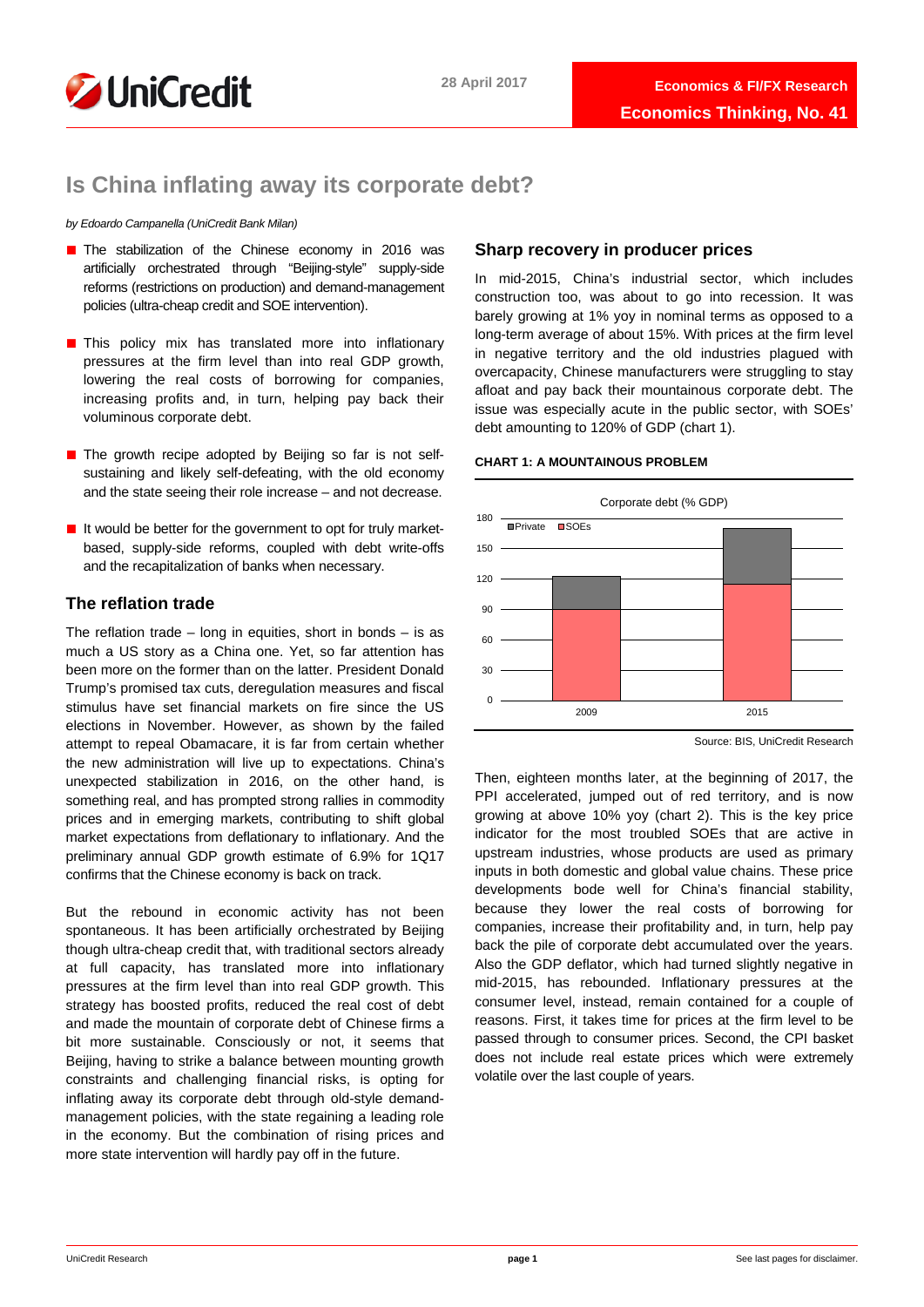28 April 2017

Economics & FI/FX Research

**Economics Thinking, No. 41**

# Is China inflating away its corporate debt?

*by Edoardo Campanella (UniCredit Bank Milan)*

- The stabilization of the Chinese economy in 2016 was artificially orchestrated through "Beijing-style" supply-side reforms (restrictions on production) and demand-management policies (ultra-cheap credit and SOE intervention).
- This policy mix has translated more into inflationary pressures at the firm level than into real GDP growth, lowering the real costs of borrowing for companies, increasing profits and, in turn, helping pay back their voluminous corporate debt.
- The growth recipe adopted by Beijing so far is not self-sustaining and likely self-defeating, with the old economy and the state seeing their role increase – and not decrease.
- It would be better for the government to opt for truly market-based, supply-side reforms, coupled with debt write-offs and the recapitalization of banks when necessary.

## The reflation trade

The reflation trade – long in equities, short in bonds – is as much a US story as a China one. Yet, so far attention has been more on the former than on the latter. President Donald Trump's promised tax cuts, deregulation measures and fiscal stimulus have set financial markets on fire since the US elections in November. However, as shown by the failed attempt to repeal Obamacare, it is far from certain whether the new administration will live up to expectations. China's unexpected stabilization in 2016, on the other hand, is something real, and has prompted strong rallies in commodity prices and in emerging markets, contributing to shift global market expectations from deflationary to inflationary. And the preliminary annual GDP growth estimate of 6.9% for 1Q17 confirms that the Chinese economy is back on track.

But the rebound in economic activity has not been spontaneous. It has been artificially orchestrated by Beijing though ultra-cheap credit that, with traditional sectors already at full capacity, has translated more into inflationary pressures at the firm level than into real GDP growth. This strategy has boosted profits, reduced the real cost of debt and made the mountain of corporate debt of Chinese firms a bit more sustainable. Consciously or not, it seems that Beijing, having to strike a balance between mounting growth constraints and challenging financial risks, is opting for inflating away its corporate debt through old-style demand-management policies, with the state regaining a leading role in the economy. But the combination of rising prices and more state intervention will hardly pay off in the future.

## Sharp recovery in producer prices

In mid-2015, China's industrial sector, which includes construction too, was about to go into recession. It was barely growing at 1% yoy in nominal terms as opposed to a long-term average of about 15%. With prices at the firm level in negative territory and the old industries plagued with overcapacity, Chinese manufacturers were struggling to stay afloat and pay back their mountainous corporate debt. The issue was especially acute in the public sector, with SOEs' debt amounting to 120% of GDP (chart 1).

**CHART 1: A MOUNTAINOUS PROBLEM**

Corporate debt (% GDP)

| Year | SOEs | Private |
|---|---|---|
| 2009 | ~98 | ~22 |
| 2015 | ~115 | ~40 |

Source: BIS, UniCredit Research

Then, eighteen months later, at the beginning of 2017, the PPI accelerated, jumped out of red territory, and is now growing at above 10% yoy (chart 2). This is the key price indicator for the most troubled SOEs that are active in upstream industries, whose products are used as primary inputs in both domestic and global value chains. These price developments bode well for China's financial stability, because they lower the real costs of borrowing for companies, increase their profitability and, in turn, help pay back the pile of corporate debt accumulated over the years. Also the GDP deflator, which had turned slightly negative in mid-2015, has rebounded. Inflationary pressures at the consumer level, instead, remain contained for a couple of reasons. First, it takes time for prices at the firm level to be passed through to consumer prices. Second, the CPI basket does not include real estate prices which were extremely volatile over the last couple of years.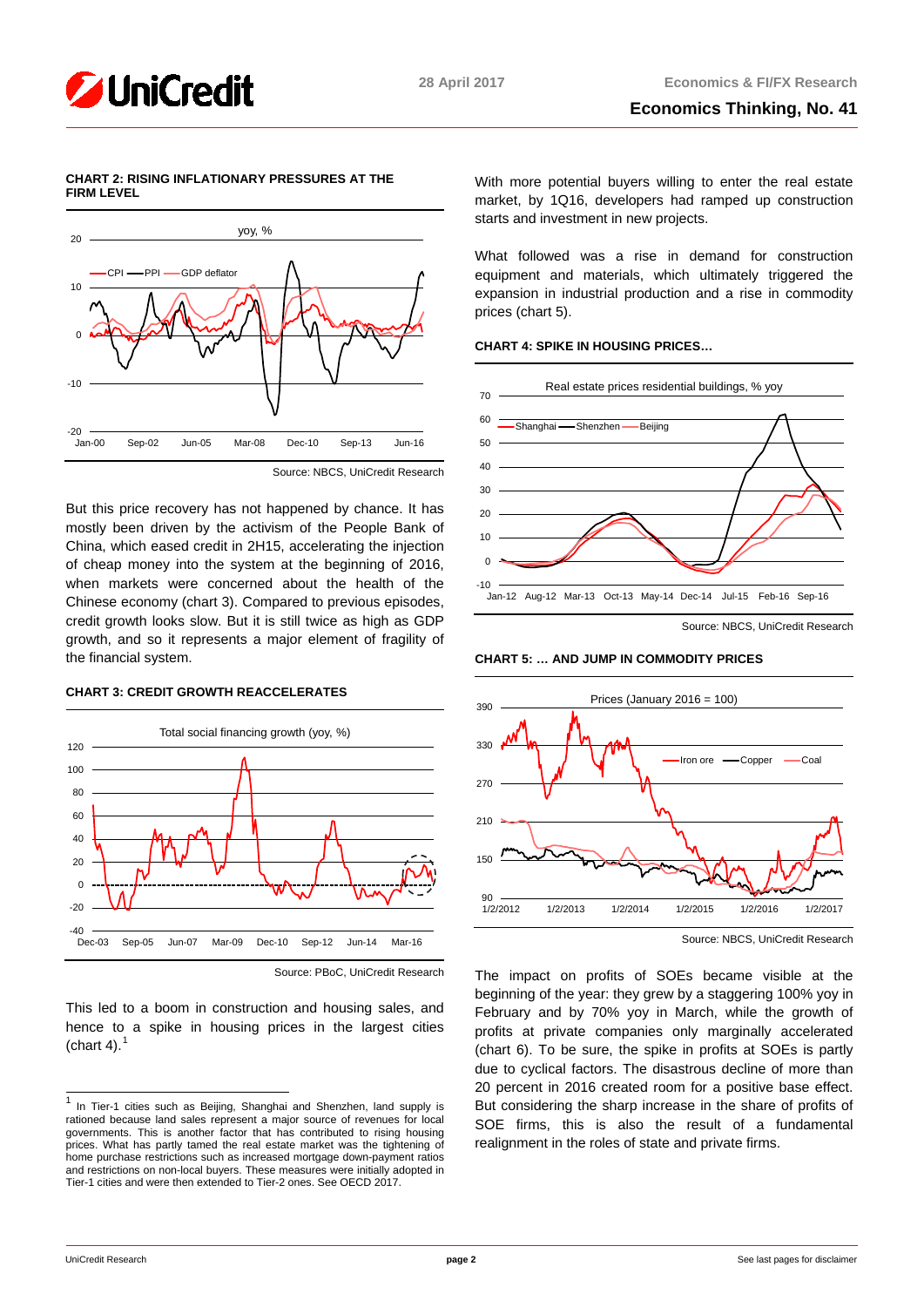**CHART 2: RISING INFLATIONARY PRESSURES AT THE FIRM LEVEL**

Source: NBCS, UniCredit Research

But this price recovery has not happened by chance. It has mostly been driven by the activism of the People Bank of China, which eased credit in 2H15, accelerating the injection of cheap money into the system at the beginning of 2016, when markets were concerned about the health of the Chinese economy (chart 3). Compared to previous episodes, credit growth looks slow. But it is still twice as high as GDP growth, and so it represents a major element of fragility of the financial system.

**CHART 3: CREDIT GROWTH REACCELERATES**

Source: PBoC, UniCredit Research

This led to a boom in construction and housing sales, and hence to a spike in housing prices in the largest cities (chart 4).[1]

With more potential buyers willing to enter the real estate market, by 1Q16, developers had ramped up construction starts and investment in new projects.

What followed was a rise in demand for construction equipment and materials, which ultimately triggered the expansion in industrial production and a rise in commodity prices (chart 5).

**CHART 4: SPIKE IN HOUSING PRICES…**

Source: NBCS, UniCredit Research

**CHART 5: … AND JUMP IN COMMODITY PRICES**

Source: NBCS, UniCredit Research

The impact on profits of SOEs became visible at the beginning of the year: they grew by a staggering 100% yoy in February and by 70% yoy in March, while the growth of profits of private companies only marginally accelerated (chart 6). To be sure, the spike in profits at SOEs is partly due to cyclical factors. The disastrous decline of more than 20 percent in 2016 created room for a positive base effect. But considering the sharp increase in the share of profits of SOE firms, this is also the result of a fundamental realignment in the roles of state and private firms.

[1] In Tier-1 cities such as Beijing, Shanghai and Shenzhen, land supply is rationed because land sales represent a major source of revenues for local governments. This is another factor that has contributed to rising housing prices. What has partly tamed the real estate market was the tightening of home purchase restrictions such as increased mortgage down-payment ratios and restrictions on non-local buyers. These measures were initially adopted in Tier-1 cities and were then extended to Tier-2 ones. See OECD 2017.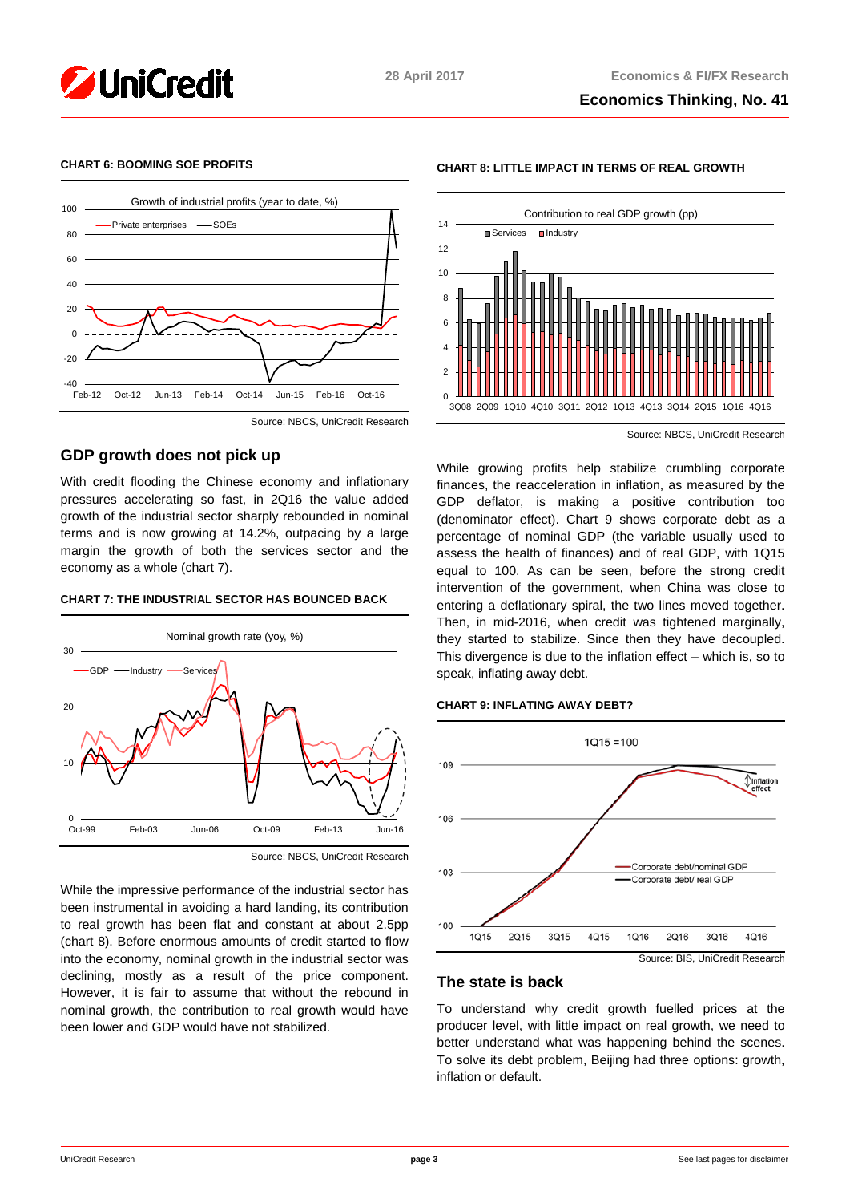**CHART 6: BOOMING SOE PROFITS**

Source: NBCS, UniCredit Research

## GDP growth does not pick up

With credit flooding the Chinese economy and inflationary pressures accelerating so fast, in 2Q16 the value added growth of the industrial sector sharply rebounded in nominal terms and is now growing at 14.2%, outpacing by a large margin the growth of both the services sector and the economy as a whole (chart 7).

**CHART 7: THE INDUSTRIAL SECTOR HAS BOUNCED BACK**

Source: NBCS, UniCredit Research

While the impressive performance of the industrial sector has been instrumental in avoiding a hard landing, its contribution to real growth has been flat and constant at about 2.5pp (chart 8). Before enormous amounts of credit started to flow into the economy, nominal growth in the industrial sector was declining, mostly as a result of the price component. However, it is fair to assume that without the rebound in nominal growth, the contribution to real growth would have been lower and GDP would have not stabilized.

**CHART 8: LITTLE IMPACT IN TERMS OF REAL GROWTH**

Source: NBCS, UniCredit Research

While growing profits help stabilize crumbling corporate finances, the reacceleration in inflation, as measured by the GDP deflator, is making a positive contribution too (denominator effect). Chart 9 shows corporate debt as a percentage of nominal GDP (the variable usually used to assess the health of finances) and of real GDP, with 1Q15 equal to 100. As can be seen, before the strong credit intervention of the government, when China was close to entering a deflationary spiral, the two lines moved together. Then, in mid-2016, when credit was tightened marginally, they started to stabilize. Since then they have decoupled. This divergence is due to the inflation effect – which is, so to speak, inflating away debt.

**CHART 9: INFLATING AWAY DEBT?**

Source: BIS, UniCredit Research

## The state is back

To understand why credit growth fuelled prices at the producer level, with little impact on real growth, we need to better understand what was happening behind the scenes. To solve its debt problem, Beijing had three options: growth, inflation or default.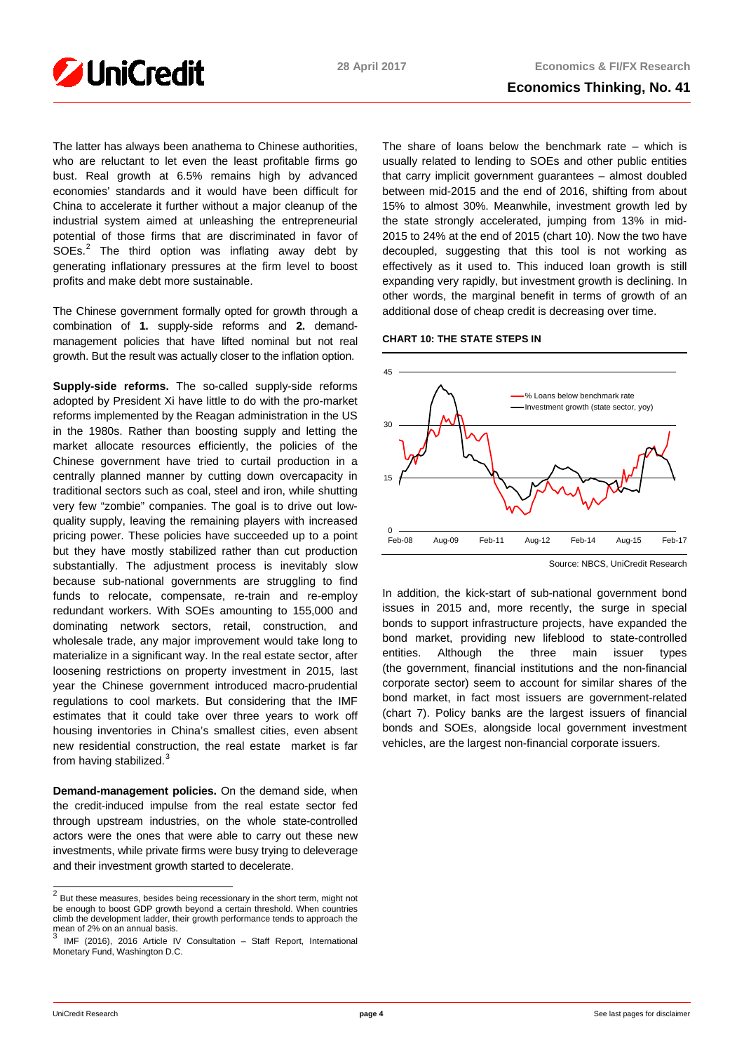The latter has always been anathema to Chinese authorities, who are reluctant to let even the least profitable firms go bust. Real growth at 6.5% remains high by advanced economies' standards and it would have been difficult for China to accelerate it further without a major cleanup of the industrial system aimed at unleashing the entrepreneurial potential of those firms that are discriminated in favor of SOEs.[2] The third option was inflating away debt by generating inflationary pressures at the firm level to boost profits and make debt more sustainable.

The Chinese government formally opted for growth through a combination of **1.** supply-side reforms and **2.** demand-management policies that have lifted nominal but not real growth. But the result was actually closer to the inflation option.

**Supply-side reforms.** The so-called supply-side reforms adopted by President Xi have little to do with the pro-market reforms implemented by the Reagan administration in the US in the 1980s. Rather than boosting supply and letting the market allocate resources efficiently, the policies of the Chinese government have tried to curtail production in a centrally planned manner by cutting down overcapacity in traditional sectors such as coal, steel and iron, while shutting very few "zombie" companies. The goal is to drive out low-quality supply, leaving the remaining players with increased pricing power. These policies have succeeded up to a point but they have mostly stabilized rather than cut production substantially. The adjustment process is inevitably slow because sub-national governments are struggling to find funds to relocate, compensate, re-train and re-employ redundant workers. With SOEs amounting to 155,000 and dominating network sectors, retail, construction, and wholesale trade, any major improvement would take long to materialize in a significant way. In the real estate sector, after loosening restrictions on property investment in 2015, last year the Chinese government introduced macro-prudential regulations to cool markets. But considering that the IMF estimates that it could take over three years to work off housing inventories in China's smallest cities, even absent new residential construction, the real estate market is far from having stabilized.[3]

**Demand-management policies.** On the demand side, when the credit-induced impulse from the real estate sector fed through upstream industries, on the whole state-controlled actors were the ones that were able to carry out these new investments, while private firms were busy trying to deleverage and their investment growth started to decelerate.

The share of loans below the benchmark rate – which is usually related to lending to SOEs and other public entities that carry implicit government guarantees – almost doubled between mid-2015 and the end of 2016, shifting from about 15% to almost 30%. Meanwhile, investment growth led by the state strongly accelerated, jumping from 13% in mid-2015 to 24% at the end of 2015 (chart 10). Now the two have decoupled, suggesting that this tool is not working as effectively as it used to. This induced loan growth is still expanding very rapidly, but investment growth is declining. In other words, the marginal benefit in terms of growth of an additional dose of cheap credit is decreasing over time.

**CHART 10: THE STATE STEPS IN**

Source: NBCS, UniCredit Research

In addition, the kick-start of sub-national government bond issues in 2015 and, more recently, the surge in special bonds to support infrastructure projects, have expanded the bond market, providing new lifeblood to state-controlled entities. Although the three main issuer types (the government, financial institutions and the non-financial corporate sector) seem to account for similar shares of the bond market, in fact most issuers are government-related (chart 7). Policy banks are the largest issuers of financial bonds and SOEs, alongside local government investment vehicles, are the largest non-financial corporate issuers.

---

[2] But these measures, besides being recessionary in the short term, might not be enough to boost GDP growth beyond a certain threshold. When countries climb the development ladder, their growth performance tends to approach the mean of 2% on an annual basis.

[3] IMF (2016), 2016 Article IV Consultation – Staff Report, International Monetary Fund, Washington D.C.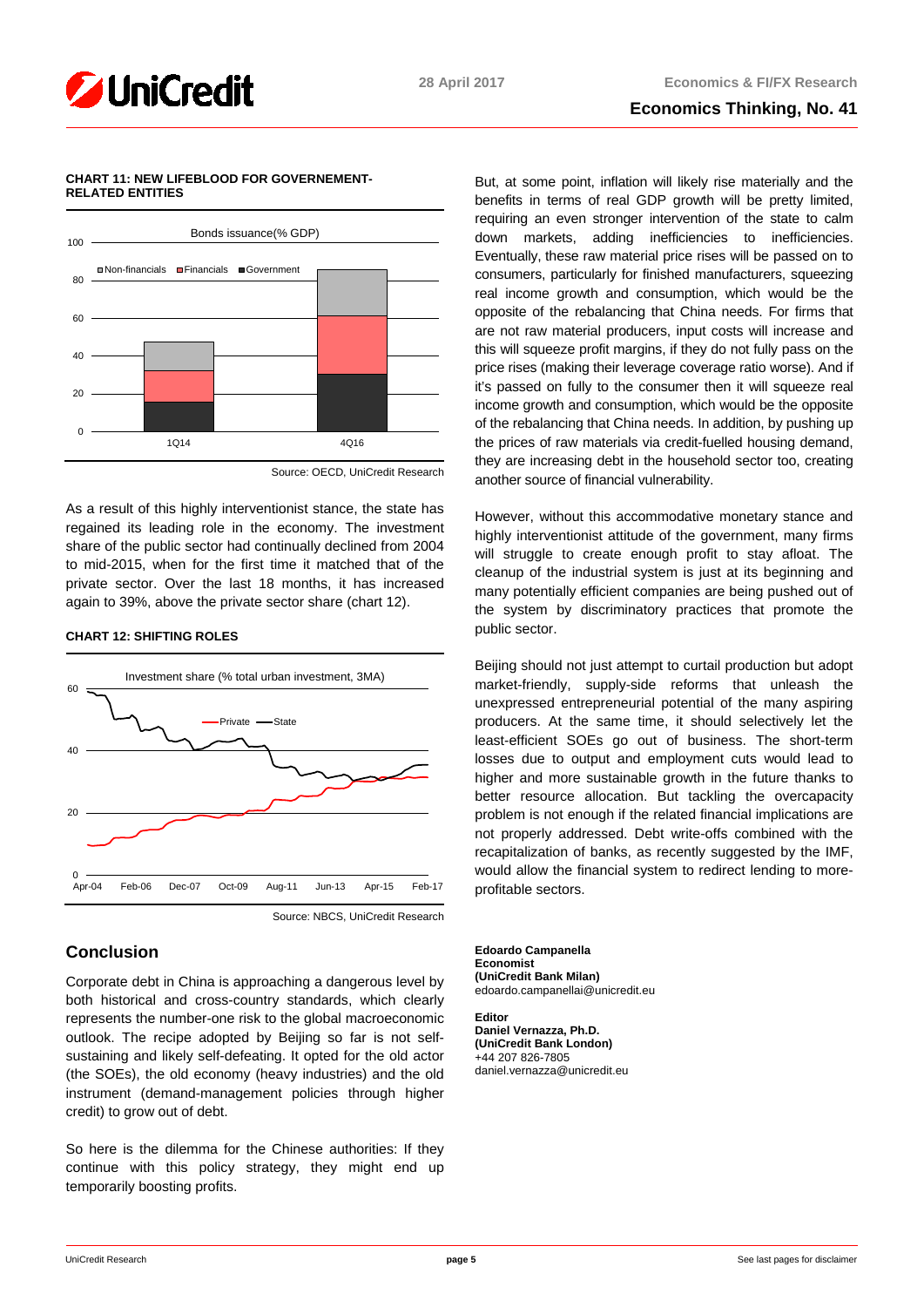**CHART 11: NEW LIFEBLOOD FOR GOVERNEMENT-RELATED ENTITIES**

Source: OECD, UniCredit Research

As a result of this highly interventionist stance, the state has regained its leading role in the economy. The investment share of the public sector had continually declined from 2004 to mid-2015, when for the first time it matched that of the private sector. Over the last 18 months, it has increased again to 39%, above the private sector share (chart 12).

**CHART 12: SHIFTING ROLES**

Source: NBCS, UniCredit Research

## Conclusion

Corporate debt in China is approaching a dangerous level by both historical and cross-country standards, which clearly represents the number-one risk to the global macroeconomic outlook. The recipe adopted by Beijing so far is not self-sustaining and likely self-defeating. It opted for the old actor (the SOEs), the old economy (heavy industries) and the old instrument (demand-management policies through higher credit) to grow out of debt.

So here is the dilemma for the Chinese authorities: If they continue with this policy strategy, they might end up temporarily boosting profits.

But, at some point, inflation will likely rise materially and the benefits in terms of real GDP growth will be pretty limited, requiring an even stronger intervention of the state to calm down markets, adding inefficiencies to inefficiencies. Eventually, these raw material price rises will be passed on to consumers, particularly for finished manufacturers, squeezing real income growth and consumption, which would be the opposite of the rebalancing that China needs. For firms that are not raw material producers, input costs will increase and this will squeeze profit margins, if they do not fully pass on the price rises (making their leverage coverage ratio worse). And if it's passed on fully to the consumer then it will squeeze real income growth and consumption, which would be the opposite of the rebalancing that China needs. In addition, by pushing up the prices of raw materials via credit-fuelled housing demand, they are increasing debt in the household sector too, creating another source of financial vulnerability.

However, without this accommodative monetary stance and highly interventionist attitude of the government, many firms will struggle to create enough profit to stay afloat. The cleanup of the industrial system is just at its beginning and many potentially efficient companies are being pushed out of the system by discriminatory practices that promote the public sector.

Beijing should not just attempt to curtail production but adopt market-friendly, supply-side reforms that unleash the unexpressed entrepreneurial potential of the many aspiring producers. At the same time, it should selectively let the least-efficient SOEs go out of business. The short-term losses due to output and employment cuts would lead to higher and more sustainable growth in the future thanks to better resource allocation. But tackling the overcapacity problem is not enough if the related financial implications are not properly addressed. Debt write-offs combined with the recapitalization of banks, as recently suggested by the IMF, would allow the financial system to redirect lending to more-profitable sectors.

**Edoardo Campanella**
**Economist**
**(UniCredit Bank Milan)**
edoardo.campanellai@unicredit.eu

**Editor**
**Daniel Vernazza, Ph.D.**
**(UniCredit Bank London)**
+44 207 826-7805
daniel.vernazza@unicredit.eu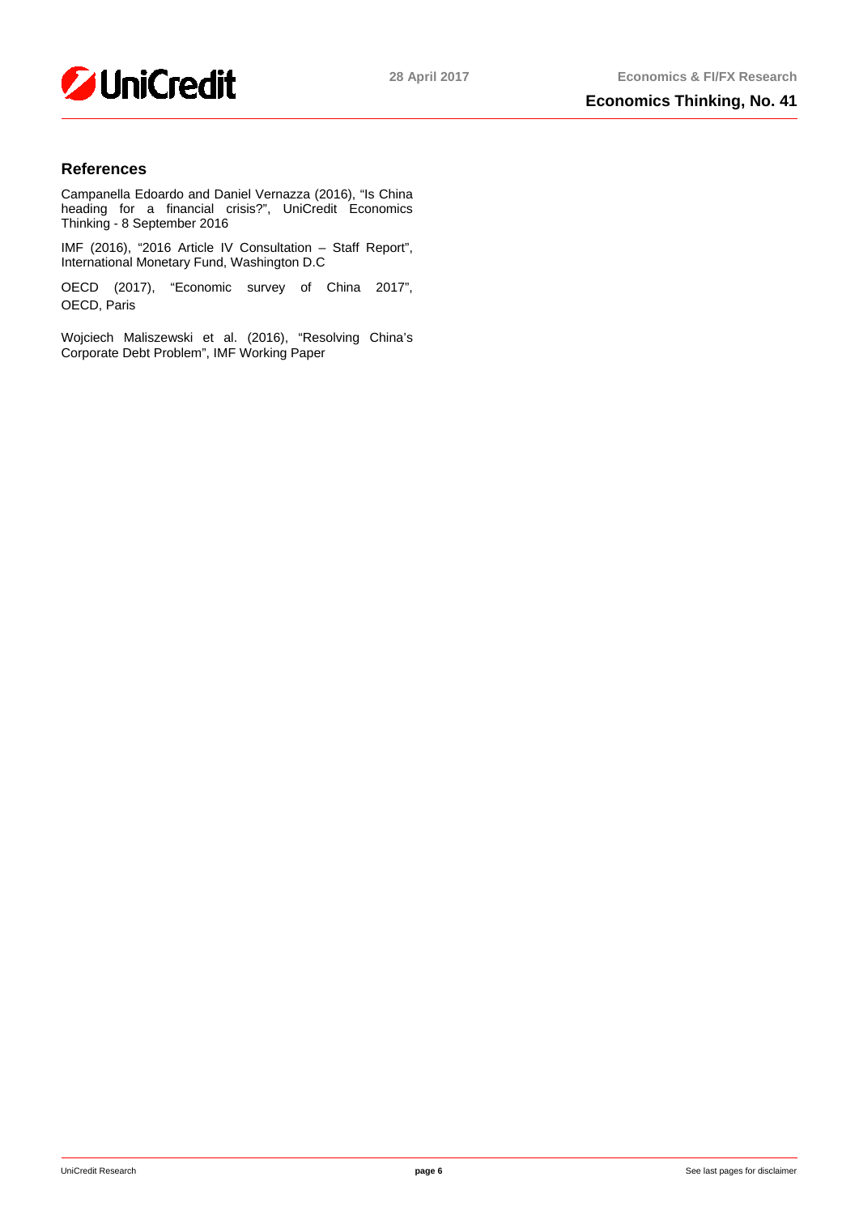## References

Campanella Edoardo and Daniel Vernazza (2016), "Is China heading for a financial crisis?", UniCredit Economics Thinking - 8 September 2016

IMF (2016), "2016 Article IV Consultation – Staff Report", International Monetary Fund, Washington D.C

OECD (2017), "Economic survey of China 2017", OECD, Paris

Wojciech Maliszewski et al. (2016), "Resolving China's Corporate Debt Problem", IMF Working Paper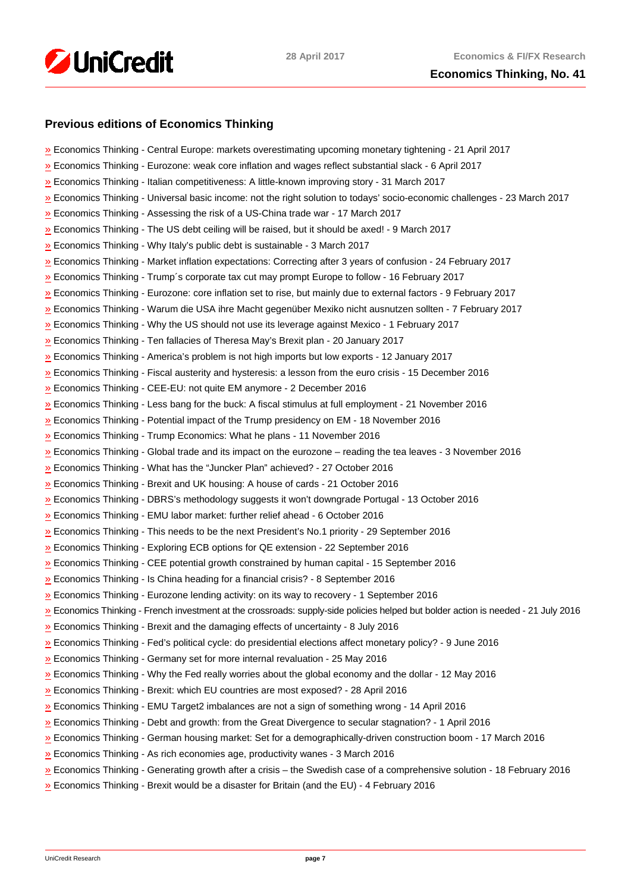## Previous editions of Economics Thinking

- » Economics Thinking - Central Europe: markets overestimating upcoming monetary tightening - 21 April 2017
- » Economics Thinking - Eurozone: weak core inflation and wages reflect substantial slack - 6 April 2017
- » Economics Thinking - Italian competitiveness: A little-known improving story - 31 March 2017
- » Economics Thinking - Universal basic income: not the right solution to todays' socio-economic challenges - 23 March 2017
- » Economics Thinking - Assessing the risk of a US-China trade war - 17 March 2017
- » Economics Thinking - The US debt ceiling will be raised, but it should be axed! - 9 March 2017
- » Economics Thinking - Why Italy's public debt is sustainable - 3 March 2017
- » Economics Thinking - Market inflation expectations: Correcting after 3 years of confusion - 24 February 2017
- » Economics Thinking - Trump´s corporate tax cut may prompt Europe to follow - 16 February 2017
- » Economics Thinking - Eurozone: core inflation set to rise, but mainly due to external factors - 9 February 2017
- » Economics Thinking - Warum die USA ihre Macht gegenüber Mexiko nicht ausnutzen sollten - 7 February 2017
- » Economics Thinking - Why the US should not use its leverage against Mexico - 1 February 2017
- » Economics Thinking - Ten fallacies of Theresa May's Brexit plan - 20 January 2017
- » Economics Thinking - America's problem is not high imports but low exports - 12 January 2017
- » Economics Thinking - Fiscal austerity and hysteresis: a lesson from the euro crisis - 15 December 2016
- » Economics Thinking - CEE-EU: not quite EM anymore - 2 December 2016
- » Economics Thinking - Less bang for the buck: A fiscal stimulus at full employment - 21 November 2016
- » Economics Thinking - Potential impact of the Trump presidency on EM - 18 November 2016
- » Economics Thinking - Trump Economics: What he plans - 11 November 2016
- » Economics Thinking - Global trade and its impact on the eurozone – reading the tea leaves - 3 November 2016
- » Economics Thinking - What has the "Juncker Plan" achieved? - 27 October 2016
- » Economics Thinking - Brexit and UK housing: A house of cards - 21 October 2016
- » Economics Thinking - DBRS's methodology suggests it won't downgrade Portugal - 13 October 2016
- » Economics Thinking - EMU labor market: further relief ahead - 6 October 2016
- » Economics Thinking - This needs to be the next President's No.1 priority - 29 September 2016
- » Economics Thinking - Exploring ECB options for QE extension - 22 September 2016
- » Economics Thinking - CEE potential growth constrained by human capital - 15 September 2016
- » Economics Thinking - Is China heading for a financial crisis? - 8 September 2016
- » Economics Thinking - Eurozone lending activity: on its way to recovery - 1 September 2016
- » Economics Thinking - French investment at the crossroads: supply-side policies helped but bolder action is needed - 21 July 2016
- » Economics Thinking - Brexit and the damaging effects of uncertainty - 8 July 2016
- » Economics Thinking - Fed's political cycle: do presidential elections affect monetary policy? - 9 June 2016
- » Economics Thinking - Germany set for more internal revaluation - 25 May 2016
- » Economics Thinking - Why the Fed really worries about the global economy and the dollar - 12 May 2016
- » Economics Thinking - Brexit: which EU countries are most exposed? - 28 April 2016
- » Economics Thinking - EMU Target2 imbalances are not a sign of something wrong - 14 April 2016
- » Economics Thinking - Debt and growth: from the Great Divergence to secular stagnation? - 1 April 2016
- » Economics Thinking - German housing market: Set for a demographically-driven construction boom - 17 March 2016
- » Economics Thinking - As rich economies age, productivity wanes - 3 March 2016
- » Economics Thinking - Generating growth after a crisis – the Swedish case of a comprehensive solution - 18 February 2016
- » Economics Thinking - Brexit would be a disaster for Britain (and the EU) - 4 February 2016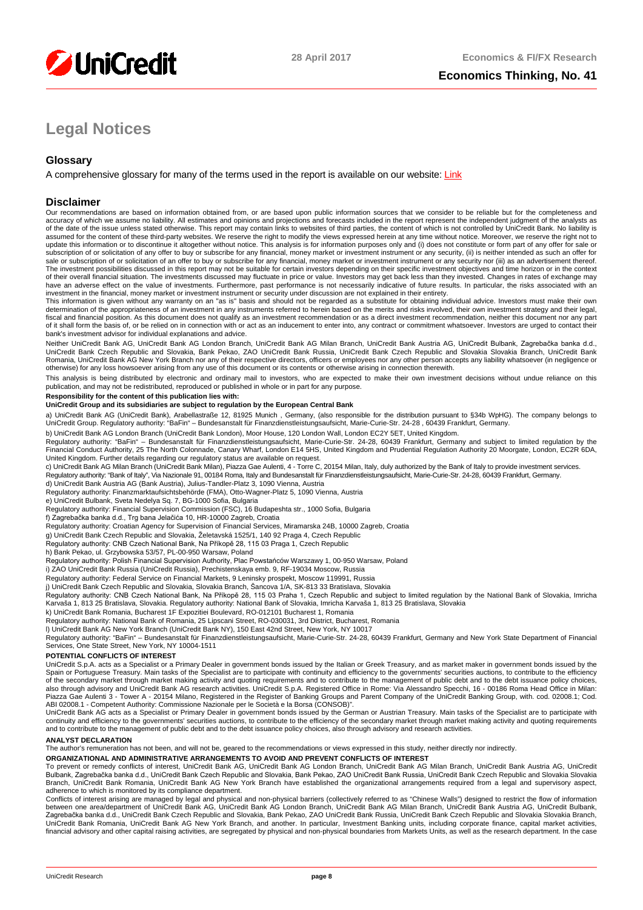# Legal Notices

## Glossary

A comprehensive glossary for many of the terms used in the report is available on our website: Link

## Disclaimer

Our recommendations are based on information obtained from, or are based upon public information sources that we consider to be reliable but for the completeness and accuracy of which we assume no liability. All estimates and opinions and projections and forecasts included in the report represent the independent judgment of the analysts as of the date of the issue unless stated otherwise. This report may contain links to websites of third parties, the content of which is not controlled by UniCredit Bank. No liability is assumed for the content of these third-party websites. We reserve the right to modify the views expressed herein at any time without notice. Moreover, we reserve the right not to update this information or to discontinue it altogether without notice. This analysis is for information purposes only and (i) does not constitute or form part of any offer for sale or subscription of or solicitation of any offer to buy or subscribe for any financial, money market or investment instrument or any security, (ii) is neither intended as such an offer for sale or subscription of or solicitation of an offer to buy or subscribe for any financial, money market or investment instrument or any security nor (iii) as an advertisement thereof. The investment possibilities discussed in this report may not be suitable for certain investors depending on their specific investment objectives and time horizon or in the context of their overall financial situation. The investments discussed may fluctuate in price or value. Investors may get back less than they invested. Changes in rates of exchange may have an adverse effect on the value of investments. Furthermore, past performance is not necessarily indicative of future results. In particular, the risks associated with an investment in the financial, money market or investment instrument or security under discussion are not explained in their entirety.

This information is given without any warranty on an "as is" basis and should not be regarded as a substitute for obtaining individual advice. Investors must make their own determination of the appropriateness of an investment in any instruments referred to herein based on the merits and risks involved, their own investment strategy and their legal, fiscal and financial position. As this document does not qualify as an investment recommendation or as a direct investment recommendation, neither this document nor any part of it shall form the basis of, or be relied on in connection with or act as an inducement to enter into, any contract or commitment whatsoever. Investors are urged to contact their bank's investment advisor for individual explanations and advice.

Neither UniCredit Bank AG, UniCredit Bank AG London Branch, UniCredit Bank AG Milan Branch, UniCredit Bank Austria AG, UniCredit Bulbank, Zagrebačka banka d.d., UniCredit Bank Czech Republic and Slovakia, Bank Pekao, ZAO UniCredit Bank Russia, UniCredit Bank Czech Republic and Slovakia Slovakia Branch, UniCredit Bank Romania, UniCredit Bank AG New York Branch nor any of their respective directors, officers or employees nor any other person accepts any liability whatsoever (in negligence or otherwise) for any loss howsoever arising from any use of this document or its contents or otherwise arising in connection therewith.

This analysis is being distributed by electronic and ordinary mail to investors, who are expected to make their own investment decisions without undue reliance on this publication, and may not be redistributed, reproduced or published in whole or in part for any purpose.

**Responsibility for the content of this publication lies with:**

**UniCredit Group and its subsidiaries are subject to regulation by the European Central Bank**

a) UniCredit Bank AG (UniCredit Bank), Arabellastraße 12, 81925 Munich , Germany, (also responsible for the distribution pursuant to §34b WpHG). The company belongs to UniCredit Group. Regulatory authority: "BaFin" – Bundesanstalt für Finanzdienstleistungsaufsicht, Marie-Curie-Str. 24-28 , 60439 Frankfurt, Germany.

b) UniCredit Bank AG London Branch (UniCredit Bank London), Moor House, 120 London Wall, London EC2Y 5ET, United Kingdom.
Regulatory authority: "BaFin" – Bundesanstalt für Finanzdienstleistungsaufsicht, Marie-Curie-Str. 24-28, 60439 Frankfurt, Germany and subject to limited regulation by the Financial Conduct Authority, 25 The North Colonnade, Canary Wharf, London E14 5HS, United Kingdom and Prudential Regulation Authority 20 Moorgate, London, EC2R 6DA, United Kingdom. Further details regarding our regulatory status are available on request.

c) UniCredit Bank AG Milan Branch (UniCredit Bank Milan), Piazza Gae Aulenti, 4 - Torre C, 20154 Milan, Italy, duly authorized by the Bank of Italy to provide investment services.
Regulatory authority: "Bank of Italy", Via Nazionale 91, 00184 Roma, Italy and Bundesanstalt für Finanzdienstleistungsaufsicht, Marie-Curie-Str. 24-28, 60439 Frankfurt, Germany.

d) UniCredit Bank Austria AG (Bank Austria), Julius-Tandler-Platz 3, 1090 Vienna, Austria
Regulatory authority: Finanzmarktaufsichtsbehörde (FMA), Otto-Wagner-Platz 5, 1090 Vienna, Austria

e) UniCredit Bulbank, Sveta Nedelya Sq. 7, BG-1000 Sofia, Bulgaria
Regulatory authority: Financial Supervision Commission (FSC), 16 Budapeshta str., 1000 Sofia, Bulgaria

f) Zagrebačka banka d.d., Trg bana Jelačića 10, HR-10000 Zagreb, Croatia
Regulatory authority: Croatian Agency for Supervision of Financial Services, Miramarska 24B, 10000 Zagreb, Croatia

g) UniCredit Bank Czech Republic and Slovakia, Želetavská 1525/1, 140 92 Praga 4, Czech Republic
Regulatory authority: CNB Czech National Bank, Na Příkopě 28, 115 03 Praga 1, Czech Republic

h) Bank Pekao, ul. Grzybowska 53/57, PL-00-950 Warsaw, Poland
Regulatory authority: Polish Financial Supervision Authority, Plac Powstańców Warszawy 1, 00-950 Warsaw, Poland

i) ZAO UniCredit Bank Russia (UniCredit Russia), Prechistenskaya emb. 9, RF-19034 Moscow, Russia
Regulatory authority: Federal Service on Financial Markets, 9 Leninsky prospekt, Moscow 119991, Russia

j) UniCredit Bank Czech Republic and Slovakia, Slovakia Branch, Šancova 1/A, SK-813 33 Bratislava, Slovakia
Regulatory authority: CNB Czech National Bank, Na Příkopě 28, 115 03 Praha 1, Czech Republic and subject to limited regulation by the National Bank of Slovakia, Imricha Karvaša 1, 813 25 Bratislava, Slovakia. Regulatory authority: National Bank of Slovakia, Imricha Karvaša 1, 813 25 Bratislava, Slovakia

k) UniCredit Bank Romania, Bucharest 1F Expozitiei Boulevard, RO-012101 Bucharest 1, Romania
Regulatory authority: National Bank of Romania, 25 Lipscani Street, RO-030031, 3rd District, Bucharest, Romania

l) UniCredit Bank AG New York Branch (UniCredit Bank NY), 150 East 42nd Street, New York, NY 10017
Regulatory authority: "BaFin" – Bundesanstalt für Finanzdienstleistungsaufsicht, Marie-Curie-Str. 24-28, 60439 Frankfurt, Germany and New York State Department of Financial Services, One State Street, New York, NY 10004-1511

**POTENTIAL CONFLICTS OF INTEREST**

UniCredit S.p.A. acts as a Specialist or a Primary Dealer in government bonds issued by the Italian or Greek Treasury, and as market maker in government bonds issued by the Spain or Portuguese Treasury. Main tasks of the Specialist are to participate with continuity and efficiency to the governments' securities auctions, to contribute to the efficiency of the secondary market through market making activity and quoting requirements and to contribute to the management of public debt and to the debt issuance policy choices, also through advisory and UniCredit Bank AG research activities. UniCredit S.p.A. Registered Office in Rome: Via Alessandro Specchi, 16 - 00186 Roma Head Office in Milan: Piazza Gae Aulenti 3 - Tower A - 20154 Milano, Registered in the Register of Banking Groups and Parent Company of the UniCredit Banking Group, with. cod. 02008.1; Cod. ABI 02008.1 - Competent Authority: Commissione Nazionale per le Società e la Borsa (CONSOB)".

UniCredit Bank AG acts as a Specialist or Primary Dealer in government bonds issued by the German or Austrian Treasury. Main tasks of the Specialist are to participate with continuity and efficiency to the governments' securities auctions, to contribute to the efficiency of the secondary market through market making activity and quoting requirements and to contribute to the management of public debt and to the debt issuance policy choices, also through advisory and research activities.

**ANALYST DECLARATION**

The author's remuneration has not been, and will not be, geared to the recommendations or views expressed in this study, neither directly nor indirectly.

**ORGANIZATIONAL AND ADMINISTRATIVE ARRANGEMENTS TO AVOID AND PREVENT CONFLICTS OF INTEREST**

To prevent or remedy conflicts of interest, UniCredit Bank AG, UniCredit Bank AG London Branch, UniCredit Bank AG Milan Branch, UniCredit Bank Austria AG, UniCredit Bulbank, Zagrebačka banka d.d., UniCredit Bank Czech Republic and Slovakia, Bank Pekao, ZAO UniCredit Bank Russia, UniCredit Bank Czech Republic and Slovakia Slovakia Branch, UniCredit Bank Romania, UniCredit Bank AG New York Branch have established the organizational arrangements required from a legal and supervisory aspect, adherence to which is monitored by its compliance department.

Conflicts of interest arising are managed by legal and physical and non-physical barriers (collectively referred to as "Chinese Walls") designed to restrict the flow of information between one area/department of UniCredit Bank AG, UniCredit Bank AG London Branch, UniCredit Bank AG Milan Branch, UniCredit Bank Austria AG, UniCredit Bulbank, Zagrebačka banka d.d., UniCredit Bank Czech Republic and Slovakia, Bank Pekao, ZAO UniCredit Bank Russia, UniCredit Bank Czech Republic and Slovakia Slovakia Branch, UniCredit Bank Romania, UniCredit Bank AG New York Branch, and another. In particular, Investment Banking units, including corporate finance, capital market activities, financial advisory and other capital raising activities, are segregated by physical and non-physical boundaries from Markets Units, as well as the research department. In the case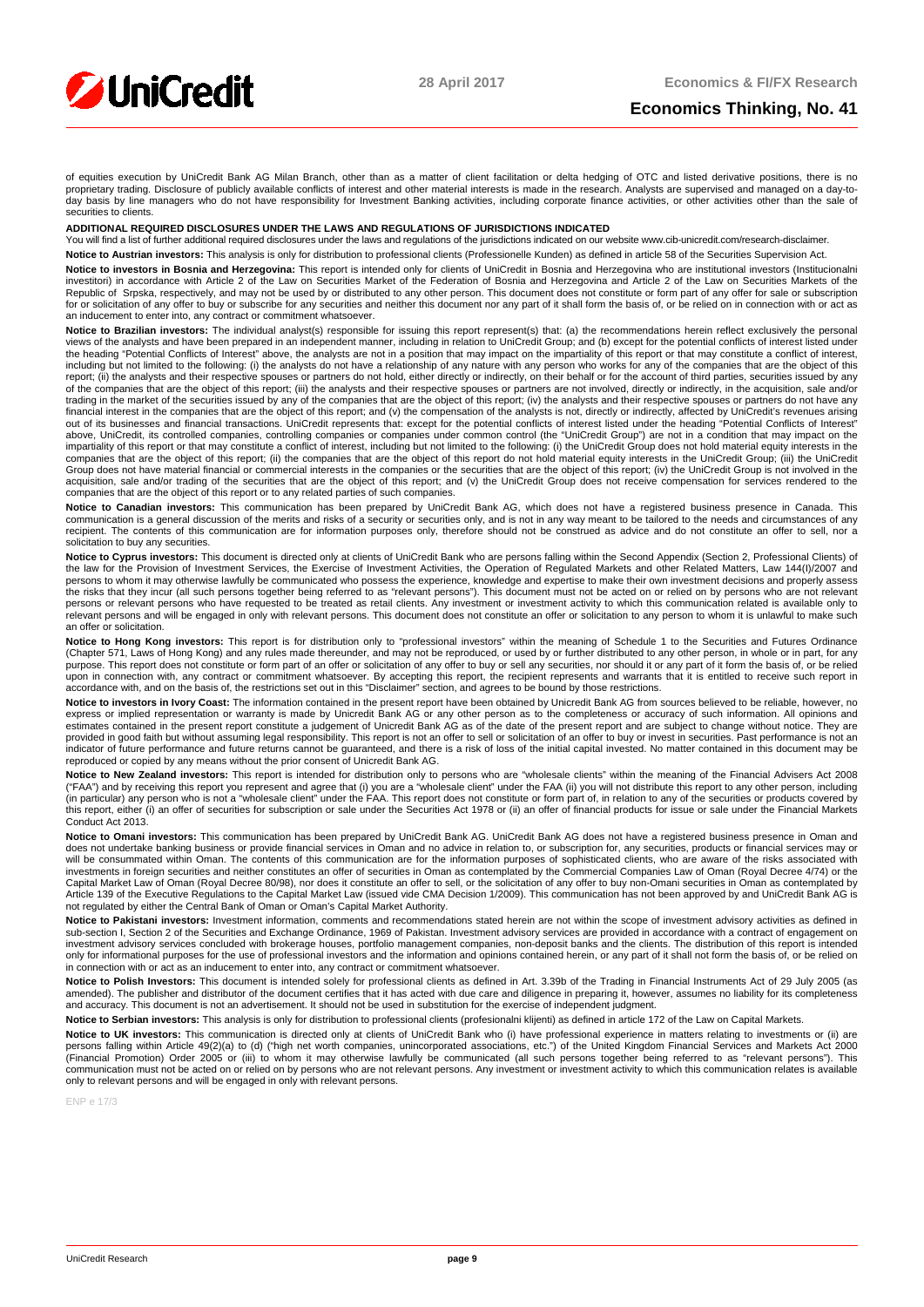of equities execution by UniCredit Bank AG Milan Branch, other than as a matter of client facilitation or delta hedging of OTC and listed derivative positions, there is no proprietary trading. Disclosure of publicly available conflicts of interest and other material interests is made in the research. Analysts are supervised and managed on a day-to-day basis by line managers who do not have responsibility for Investment Banking activities, including corporate finance activities, or other activities other than the sale of securities to clients.

**ADDITIONAL REQUIRED DISCLOSURES UNDER THE LAWS AND REGULATIONS OF JURISDICTIONS INDICATED**

You will find a list of further additional required disclosures under the laws and regulations of the jurisdictions indicated on our website www.cib-unicredit.com/research-disclaimer.

**Notice to Austrian investors:** This analysis is only for distribution to professional clients (Professionelle Kunden) as defined in article 58 of the Securities Supervision Act.

**Notice to investors in Bosnia and Herzegovina:** This report is intended only for clients of UniCredit in Bosnia and Herzegovina who are institutional investors (Institucionalni investitori) in accordance with Article 2 of the Law on Securities Market of the Federation of Bosnia and Herzegovina and Article 2 of the Law on Securities Markets of the Republic of Srpska, respectively, and may not be used by or distributed to any other person. This document does not constitute or form part of any offer for sale or subscription for or solicitation of any offer to buy or subscribe for any securities and neither this document nor any part of it shall form the basis of, or be relied on in connection with or act as an inducement to enter into, any contract or commitment whatsoever.

**Notice to Brazilian investors:** The individual analyst(s) responsible for issuing this report represent(s) that: (a) the recommendations herein reflect exclusively the personal views of the analysts and have been prepared in an independent manner, including in relation to UniCredit Group; and (b) except for the potential conflicts of interest listed under the heading "Potential Conflicts of Interest" above, the analysts are not in a position that may impact on the impartiality of this report or that may constitute a conflict of interest, including but not limited to the following: (i) the analysts do not have a relationship of any nature with any person who works for any of the companies that are the object of this report; (ii) the analysts and their respective spouses or partners do not hold, either directly or indirectly, on their behalf or for the account of third parties, securities issued by any of the companies that are the object of this report; (iii) the analysts and their respective spouses or partners are not involved, directly or indirectly, in the acquisition, sale and/or trading in the market of the securities issued by any of the companies that are the object of this report; (iv) the analysts and their respective spouses or partners do not have any financial interest in the companies that are the object of this report; and (v) the compensation of the analysts is not, directly or indirectly, affected by UniCredit's revenues arising out of its businesses and financial transactions. UniCredit represents that: except for the potential conflicts of interest listed under the heading "Potential Conflicts of Interest" above, UniCredit, its controlled companies, controlling companies or companies under common control (the "UniCredit Group") are not in a condition that may impact on the impartiality of this report or that may constitute a conflict of interest, including but not limited to the following: (i) the UniCredit Group does not hold material equity interests in the companies that are the object of this report; (ii) the companies that are the object of this report do not hold material equity interests in the UniCredit Group; (iii) the UniCredit Group does not have material financial or commercial interests in the companies or the securities that are the object of this report; (iv) the UniCredit Group is not involved in the acquisition, sale and/or trading of the securities that are the object of this report; and (v) the UniCredit Group does not receive compensation for services rendered to the companies that are the object of this report or to any related parties of such companies.

**Notice to Canadian investors:** This communication has been prepared by UniCredit Bank AG, which does not have a registered business presence in Canada. This communication is a general discussion of the merits and risks of a security or securities only, and is not in any way meant to be tailored to the needs and circumstances of any recipient. The contents of this communication are for information purposes only, therefore should not be construed as advice and do not constitute an offer to sell, nor a solicitation to buy any securities.

**Notice to Cyprus investors:** This document is directed only at clients of UniCredit Bank who are persons falling within the Second Appendix (Section 2, Professional Clients) of the law for the Provision of Investment Services, the Exercise of Investment Activities, the Operation of Regulated Markets and other Related Matters, Law 144(I)/2007 and persons to whom it may otherwise lawfully be communicated who possess the experience, knowledge and expertise to make their own investment decisions and properly assess the risks that they incur (all such persons together being referred to as "relevant persons"). This document must not be acted on or relied on by persons who are not relevant persons or relevant persons who have requested to be treated as retail clients. Any investment or investment activity to which this communication related is available only to relevant persons and will be engaged in only with relevant persons. This document does not constitute an offer or solicitation to any person to whom it is unlawful to make such an offer or solicitation.

**Notice to Hong Kong investors:** This report is for distribution only to "professional investors" within the meaning of Schedule 1 to the Securities and Futures Ordinance (Chapter 571, Laws of Hong Kong) and any rules made thereunder, and may not be reproduced, or used by or further distributed to any other person, in whole or in part, for any purpose. This report does not constitute or form part of an offer or solicitation of any offer to buy or sell any securities, nor should it or any part of it form the basis of, or be relied upon in connection with, any contract or commitment whatsoever. By accepting this report, the recipient represents and warrants that it is entitled to receive such report in accordance with, and on the basis of, the restrictions set out in this "Disclaimer" section, and agrees to be bound by those restrictions.

**Notice to investors in Ivory Coast:** The information contained in the present report have been obtained by Unicredit Bank AG from sources believed to be reliable, however, no express or implied representation or warranty is made by Unicredit Bank AG or any other person as to the completeness or accuracy of such information. All opinions and estimates contained in the present report constitute a judgement of Unicredit Bank AG as of the date of the present report and are subject to change without notice. They are provided in good faith but without assuming legal responsibility. This report is not an offer to sell or solicitation of an offer to buy or invest in securities. Past performance is not an indicator of future performance and future returns cannot be guaranteed, and there is a risk of loss of the initial capital invested. No matter contained in this document may be reproduced or copied by any means without the prior consent of Unicredit Bank AG.

**Notice to New Zealand investors:** This report is intended for distribution only to persons who are "wholesale clients" within the meaning of the Financial Advisers Act 2008 ("FAA") and by receiving this report you represent and agree that (i) you are a "wholesale client" under the FAA (ii) you will not distribute this report to any other person, including (in particular) any person who is not a "wholesale client" under the FAA. This report does not constitute or form part of, in relation to any of the securities or products covered by this report, either (i) an offer of securities for subscription or sale under the Securities Act 1978 or (ii) an offer of financial products for issue or sale under the Financial Markets Conduct Act 2013.

**Notice to Omani investors:** This communication has been prepared by UniCredit Bank AG. UniCredit Bank AG does not have a registered business presence in Oman and does not undertake banking business or provide financial services in Oman and no advice in relation to, or subscription for, any securities, products or financial services may or will be consummated within Oman. The contents of this communication are for the information purposes of sophisticated clients, who are aware of the risks associated with investments in foreign securities and neither constitutes an offer of securities in Oman as contemplated by the Commercial Companies Law of Oman (Royal Decree 4/74) or the Capital Market Law of Oman (Royal Decree 80/98), nor does it constitute an offer to sell, or the solicitation of any offer to buy non-Omani securities in Oman as contemplated by Article 139 of the Executive Regulations to the Capital Market Law (issued vide CMA Decision 1/2009). This communication has not been approved by and UniCredit Bank AG is not regulated by either the Central Bank of Oman or Oman's Capital Market Authority.

**Notice to Pakistani investors:** Investment information, comments and recommendations stated herein are not within the scope of investment advisory activities as defined in sub-section I, Section 2 of the Securities and Exchange Ordinance, 1969 of Pakistan. Investment advisory services are provided in accordance with a contract of engagement on investment advisory services concluded with brokerage houses, portfolio management companies, non-deposit banks and the clients. The distribution of this report is intended only for informational purposes for the use of professional investors and the information and opinions contained herein, or any part of it shall not form the basis of, or be relied on in connection with or act as an inducement to enter into, any contract or commitment whatsoever.

**Notice to Polish Investors:** This document is intended solely for professional clients as defined in Art. 3.39b of the Trading in Financial Instruments Act of 29 July 2005 (as amended). The publisher and distributor of the document certifies that it has acted with due care and diligence in preparing it, however, assumes no liability for its completeness and accuracy. This document is not an advertisement. It should not be used in substitution for the exercise of independent judgment.

**Notice to Serbian investors:** This analysis is only for distribution to professional clients (profesionalni klijenti) as defined in article 172 of the Law on Capital Markets.

**Notice to UK investors:** This communication is directed only at clients of UniCredit Bank who (i) have professional experience in matters relating to investments or (ii) are persons falling within Article 49(2)(a) to (d) ("high net worth companies, unincorporated associations, etc.") of the United Kingdom Financial Services and Markets Act 2000 (Financial Promotion) Order 2005 or (iii) to whom it may otherwise lawfully be communicated (all such persons together being referred to as "relevant persons"). This communication must not be acted on or relied on by persons who are not relevant persons. Any investment or investment activity to which this communication relates is available only to relevant persons and will be engaged in only with relevant persons.

ENP e 17/3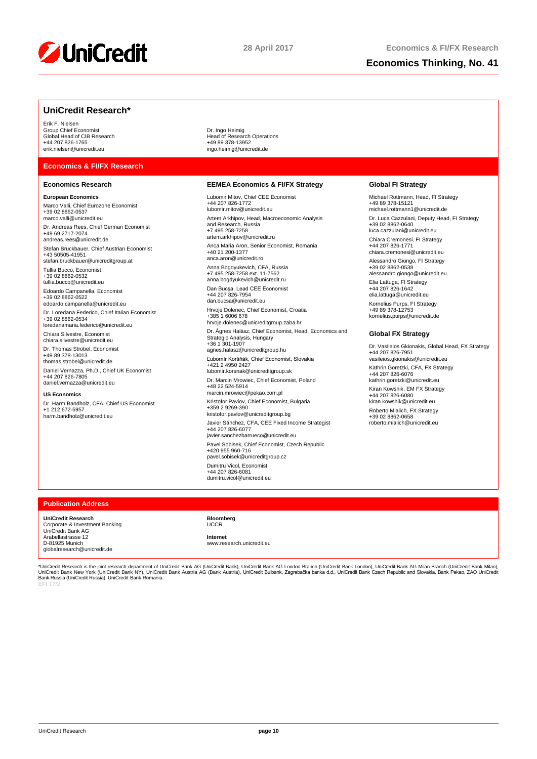## UniCredit Research*

Erik F. Nielsen
Group Chief Economist
Global Head of CIB Research
+44 207 826-1765
erik.nielsen@unicredit.eu

Dr. Ingo Heimig
Head of Research Operations
+49 89 378-13952
ingo.heimig@unicredit.de

### Economics & FI/FX Research

#### Economics Research

**European Economics**

Marco Valli, Chief Eurozone Economist
+39 02 8862-0537
marco.valli@unicredit.eu

Dr. Andreas Rees, Chief German Economist
+49 69 2717-2074
andreas.rees@unicredit.de

Stefan Bruckbauer, Chief Austrian Economist
+43 50505-41951
stefan.bruckbauer@unicreditgroup.at

Tullia Bucco, Economist
+39 02 8862-0532
tullia.bucco@unicredit.eu

Edoardo Campanella, Economist
+39 02 8862-0522
edoardo.campanella@unicredit.eu

Dr. Loredana Federico, Chief Italian Economist
+39 02 8862-0534
loredanamaria.federico@unicredit.eu

Chiara Silvestre, Economist
chiara.silvestre@unicredit.eu

Dr. Thomas Strobel, Economist
+49 89 378-13013
thomas.strobel@unicredit.de

Daniel Vernazza, Ph.D., Chief UK Economist
+44 207 826-7805
daniel.vernazza@unicredit.eu

**US Economics**

Dr. Harm Bandholz, CFA, Chief US Economist
+1 212 672-5957
harm.bandholz@unicredit.eu

#### EEMEA Economics & FI/FX Strategy

Lubomir Mitov, Chief CEE Economist
+44 207 826-1772
lubomir.mitov@unicredit.eu

Artem Arkhipov, Head, Macroeconomic Analysis and Research, Russia
+7 495 258-7258
artem.arkhipov@unicredit.ru

Anca Maria Aron, Senior Economist, Romania
+40 21 200-1377
anca.aron@unicredit.ro

Anna Bogdyukevich, CFA, Russia
+7 495 258-7258 ext. 11-7562
anna.bogdyukevich@unicredit.ru

Dan Bucșa, Lead CEE Economist
+44 207 826-7954
dan.bucsa@unicredit.eu

Hrvoje Dolenec, Chief Economist, Croatia
+385 1 6006 678
hrvoje.dolenec@unicreditgroup.zaba.hr

Dr. Ágnes Halász, Chief Economist, Head, Economics and Strategic Analysis, Hungary
+36 1 301-1907
agnes.halasz@unicreditgroup.hu

Ľubomír Koršňák, Chief Economist, Slovakia
+421 2 4950 2427
lubomir.korsnak@unicreditgroup.sk

Dr. Marcin Mrowiec, Chief Economist, Poland
+48 22 524-5914
marcin.mrowiec@pekao.com.pl

Kristofor Pavlov, Chief Economist, Bulgaria
+359 2 9269-390
kristofor.pavlov@unicreditgroup.bg

Javier Sánchez, CFA, CEE Fixed Income Strategist
+44 207 826-6077
javier.sanchezbarrueco@unicredit.eu

Pavel Sobisek, Chief Economist, Czech Republic
+420 955 960-716
pavel.sobisek@unicreditgroup.cz

Dumitru Vicol, Economist
+44 207 826-6081
dumitru.vicol@unicredit.eu

#### Global FI Strategy

Michael Rottmann, Head, FI Strategy
+49 89 378-15121
michael.rottmann1@unicredit.de

Dr. Luca Cazzulani, Deputy Head, FI Strategy
+39 02 8862-0640
luca.cazzulani@unicredit.eu

Chiara Cremonesi, FI Strategy
+44 207 826-1771
chiara.cremonesi@unicredit.eu

Alessandro Giongo, FI Strategy
+39 02 8862-0538
alessandro.giongo@unicredit.eu

Elia Lattuga, FI Strategy
+44 207 826-1642
elia.lattuga@unicredit.eu

Kornelius Purps, FI Strategy
+49 89 378-12753
kornelius.purps@unicredit.de

#### Global FX Strategy

Dr. Vasileios Gkionakis, Global Head, FX Strategy
+44 207 826-7951
vasileios.gkionakis@unicredit.eu

Kathrin Goretzki, CFA, FX Strategy
+44 207 826-6076
kathrin.goretzki@unicredit.eu

Kiran Kowshik, EM FX Strategy
+44 207 826-6080
kiran.kowshik@unicredit.eu

Roberto Mialich, FX Strategy
+39 02 8862-0658
roberto.mialich@unicredit.eu

### Publication Address

**UniCredit Research**
Corporate & Investment Banking
UniCredit Bank AG
Arabellastrasse 12
D-81925 Munich
globalresearch@unicredit.de

**Bloomberg**
UCCR

**Internet**
www.research.unicredit.eu

*UniCredit Research is the joint research department of UniCredit Bank AG (UniCredit Bank), UniCredit Bank AG London Branch (UniCredit Bank London), UniCredit Bank AG Milan Branch (UniCredit Bank Milan), UniCredit Bank New York (UniCredit Bank NY), UniCredit Bank Austria AG (Bank Austria), UniCredit Bulbank, Zagrebačka banka d.d., UniCredit Bank Czech Republic and Slovakia, Bank Pekao, ZAO UniCredit Bank Russia (UniCredit Russia), UniCredit Bank Romania.

EFI 17/2